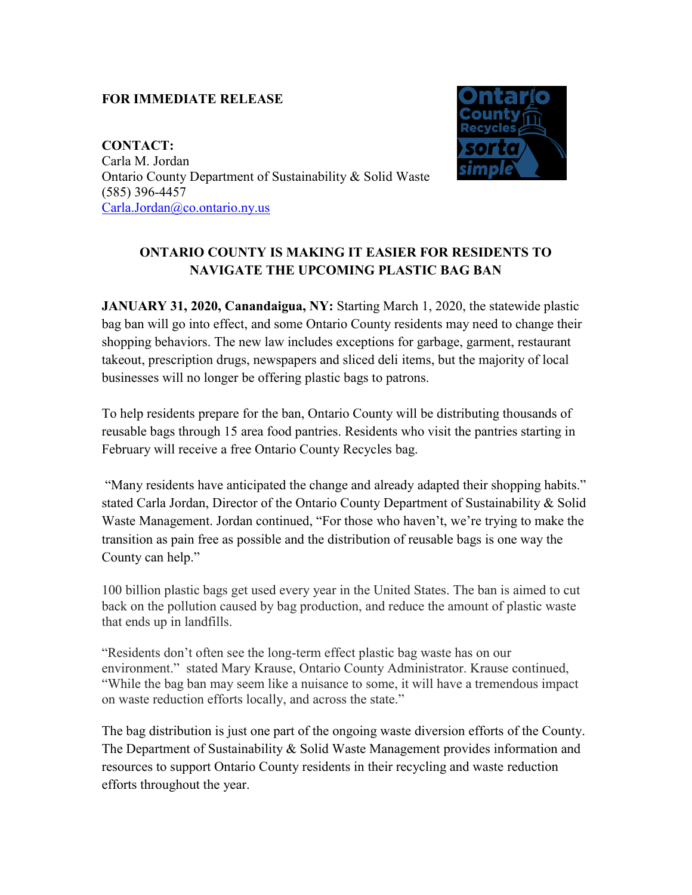**FOR IMMEDIATE RELEASE**

**CONTACT:**
Carla M. Jordan
Ontario County Department of Sustainability & Solid Waste
(585) 396-4457
Carla.Jordan@co.ontario.ny.us

## ONTARIO COUNTY IS MAKING IT EASIER FOR RESIDENTS TO NAVIGATE THE UPCOMING PLASTIC BAG BAN

**JANUARY 31, 2020, Canandaigua, NY:** Starting March 1, 2020, the statewide plastic bag ban will go into effect, and some Ontario County residents may need to change their shopping behaviors. The new law includes exceptions for garbage, garment, restaurant takeout, prescription drugs, newspapers and sliced deli items, but the majority of local businesses will no longer be offering plastic bags to patrons.

To help residents prepare for the ban, Ontario County will be distributing thousands of reusable bags through 15 area food pantries. Residents who visit the pantries starting in February will receive a free Ontario County Recycles bag.

"Many residents have anticipated the change and already adapted their shopping habits." stated Carla Jordan, Director of the Ontario County Department of Sustainability & Solid Waste Management. Jordan continued, "For those who haven't, we're trying to make the transition as pain free as possible and the distribution of reusable bags is one way the County can help."

100 billion plastic bags get used every year in the United States. The ban is aimed to cut back on the pollution caused by bag production, and reduce the amount of plastic waste that ends up in landfills.

"Residents don't often see the long-term effect plastic bag waste has on our environment." stated Mary Krause, Ontario County Administrator. Krause continued, "While the bag ban may seem like a nuisance to some, it will have a tremendous impact on waste reduction efforts locally, and across the state."

The bag distribution is just one part of the ongoing waste diversion efforts of the County. The Department of Sustainability & Solid Waste Management provides information and resources to support Ontario County residents in their recycling and waste reduction efforts throughout the year.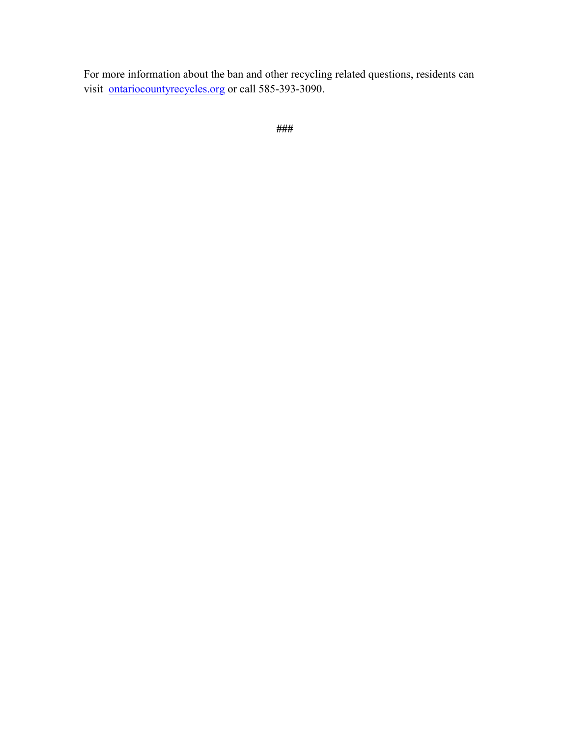For more information about the ban and other recycling related questions, residents can visit [ontariocountyrecycles.org](http://ontariocountyrecycles.org) or call 585-393-3090.

###